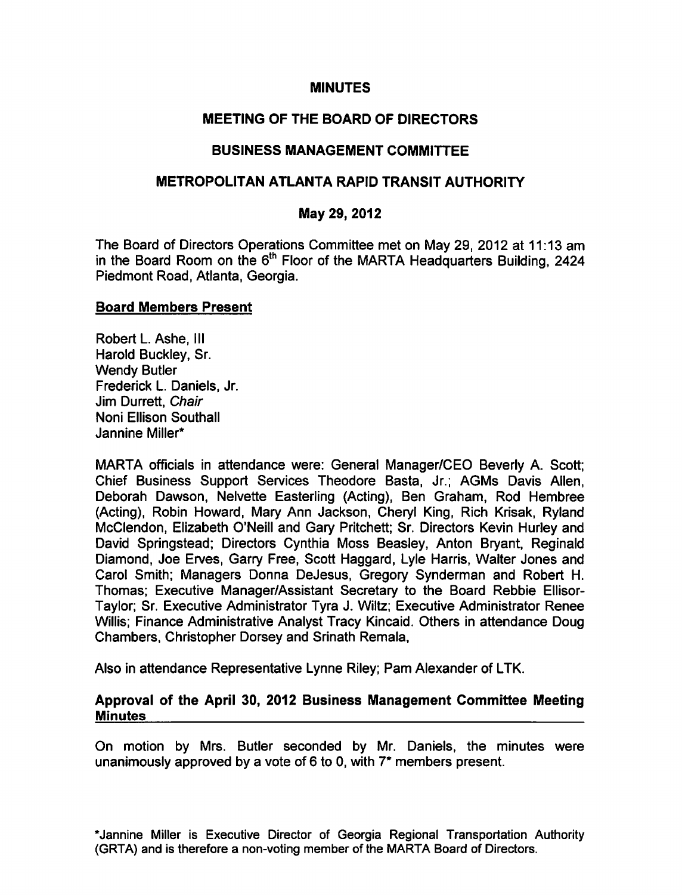# MINUTES

## MEETING OF THE BOARD OF DIRECTORS

## BUSINESS MANAGEMENT COMMITTEE

## METROPOLITAN ATLANTA RAPID TRANSIT AUTHORITY

### May 29, 2012

The Board of Directors Operations Committee met on May 29, 2012 at 11:13 am in the Board Room on the 6th Floor of the MARTA Headquarters Building, 2424 Piedmont Road, Atlanta, Georgia.

**Board Members Present**

Robert L. Ashe, III
Harold Buckley, Sr.
Wendy Butler
Frederick L. Daniels, Jr.
Jim Durrett, *Chair*
Noni Ellison Southall
Jannine Miller*

MARTA officials in attendance were: General Manager/CEO Beverly A. Scott; Chief Business Support Services Theodore Basta, Jr.; AGMs Davis Allen, Deborah Dawson, Nelvette Easterling (Acting), Ben Graham, Rod Hembree (Acting), Robin Howard, Mary Ann Jackson, Cheryl King, Rich Krisak, Ryland McClendon, Elizabeth O'Neill and Gary Pritchett; Sr. Directors Kevin Hurley and David Springstead; Directors Cynthia Moss Beasley, Anton Bryant, Reginald Diamond, Joe Erves, Garry Free, Scott Haggard, Lyle Harris, Walter Jones and Carol Smith; Managers Donna DeJesus, Gregory Synderman and Robert H. Thomas; Executive Manager/Assistant Secretary to the Board Rebbie Ellisor-Taylor; Sr. Executive Administrator Tyra J. Wiltz; Executive Administrator Renee Willis; Finance Administrative Analyst Tracy Kincaid. Others in attendance Doug Chambers, Christopher Dorsey and Srinath Remala,

Also in attendance Representative Lynne Riley; Pam Alexander of LTK.

**Approval of the April 30, 2012 Business Management Committee Meeting Minutes**

On motion by Mrs. Butler seconded by Mr. Daniels, the minutes were unanimously approved by a vote of 6 to 0, with 7* members present.

*Jannine Miller is Executive Director of Georgia Regional Transportation Authority (GRTA) and is therefore a non-voting member of the MARTA Board of Directors.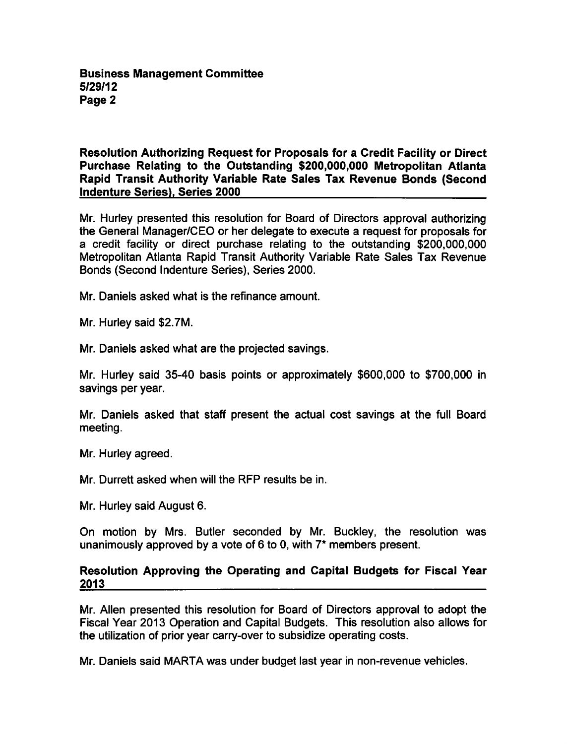**Resolution Authorizing Request for Proposals for a Credit Facility or Direct Purchase Relating to the Outstanding $200,000,000 Metropolitan Atlanta Rapid Transit Authority Variable Rate Sales Tax Revenue Bonds (Second Indenture Series), Series 2000**

Mr. Hurley presented this resolution for Board of Directors approval authorizing the General Manager/CEO or her delegate to execute a request for proposals for a credit facility or direct purchase relating to the outstanding $200,000,000 Metropolitan Atlanta Rapid Transit Authority Variable Rate Sales Tax Revenue Bonds (Second Indenture Series), Series 2000.

Mr. Daniels asked what is the refinance amount.

Mr. Hurley said $2.7M.

Mr. Daniels asked what are the projected savings.

Mr. Hurley said 35-40 basis points or approximately $600,000 to $700,000 in savings per year.

Mr. Daniels asked that staff present the actual cost savings at the full Board meeting.

Mr. Hurley agreed.

Mr. Durrett asked when will the RFP results be in.

Mr. Hurley said August 6.

On motion by Mrs. Butler seconded by Mr. Buckley, the resolution was unanimously approved by a vote of 6 to 0, with 7* members present.

**Resolution Approving the Operating and Capital Budgets for Fiscal Year 2013**

Mr. Allen presented this resolution for Board of Directors approval to adopt the Fiscal Year 2013 Operation and Capital Budgets. This resolution also allows for the utilization of prior year carry-over to subsidize operating costs.

Mr. Daniels said MARTA was under budget last year in non-revenue vehicles.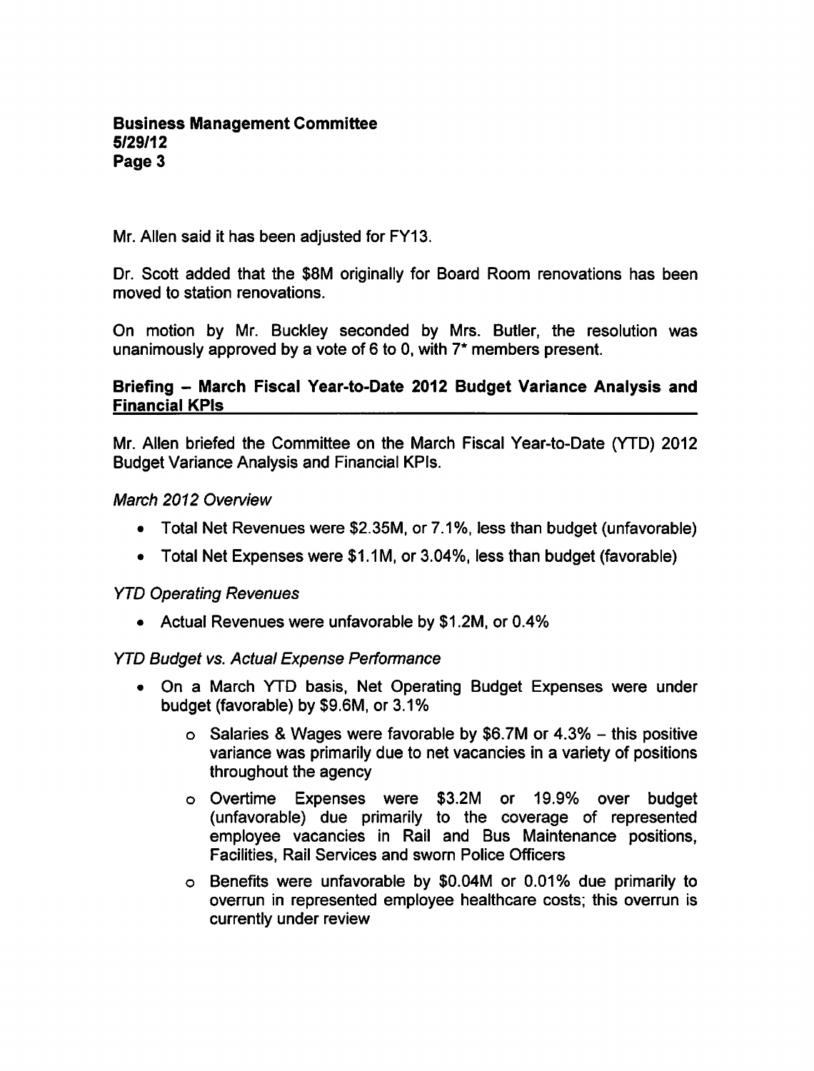Mr. Allen said it has been adjusted for FY13.

Dr. Scott added that the $8M originally for Board Room renovations has been moved to station renovations.

On motion by Mr. Buckley seconded by Mrs. Butler, the resolution was unanimously approved by a vote of 6 to 0, with 7* members present.

## Briefing – March Fiscal Year-to-Date 2012 Budget Variance Analysis and Financial KPIs

Mr. Allen briefed the Committee on the March Fiscal Year-to-Date (YTD) 2012 Budget Variance Analysis and Financial KPIs.

*March 2012 Overview*

- Total Net Revenues were $2.35M, or 7.1%, less than budget (unfavorable)
- Total Net Expenses were $1.1M, or 3.04%, less than budget (favorable)

*YTD Operating Revenues*

- Actual Revenues were unfavorable by $1.2M, or 0.4%

*YTD Budget vs. Actual Expense Performance*

- On a March YTD basis, Net Operating Budget Expenses were under budget (favorable) by $9.6M, or 3.1%
    - Salaries & Wages were favorable by $6.7M or 4.3% – this positive variance was primarily due to net vacancies in a variety of positions throughout the agency
    - Overtime Expenses were $3.2M or 19.9% over budget (unfavorable) due primarily to the coverage of represented employee vacancies in Rail and Bus Maintenance positions, Facilities, Rail Services and sworn Police Officers
    - Benefits were unfavorable by $0.04M or 0.01% due primarily to overrun in represented employee healthcare costs; this overrun is currently under review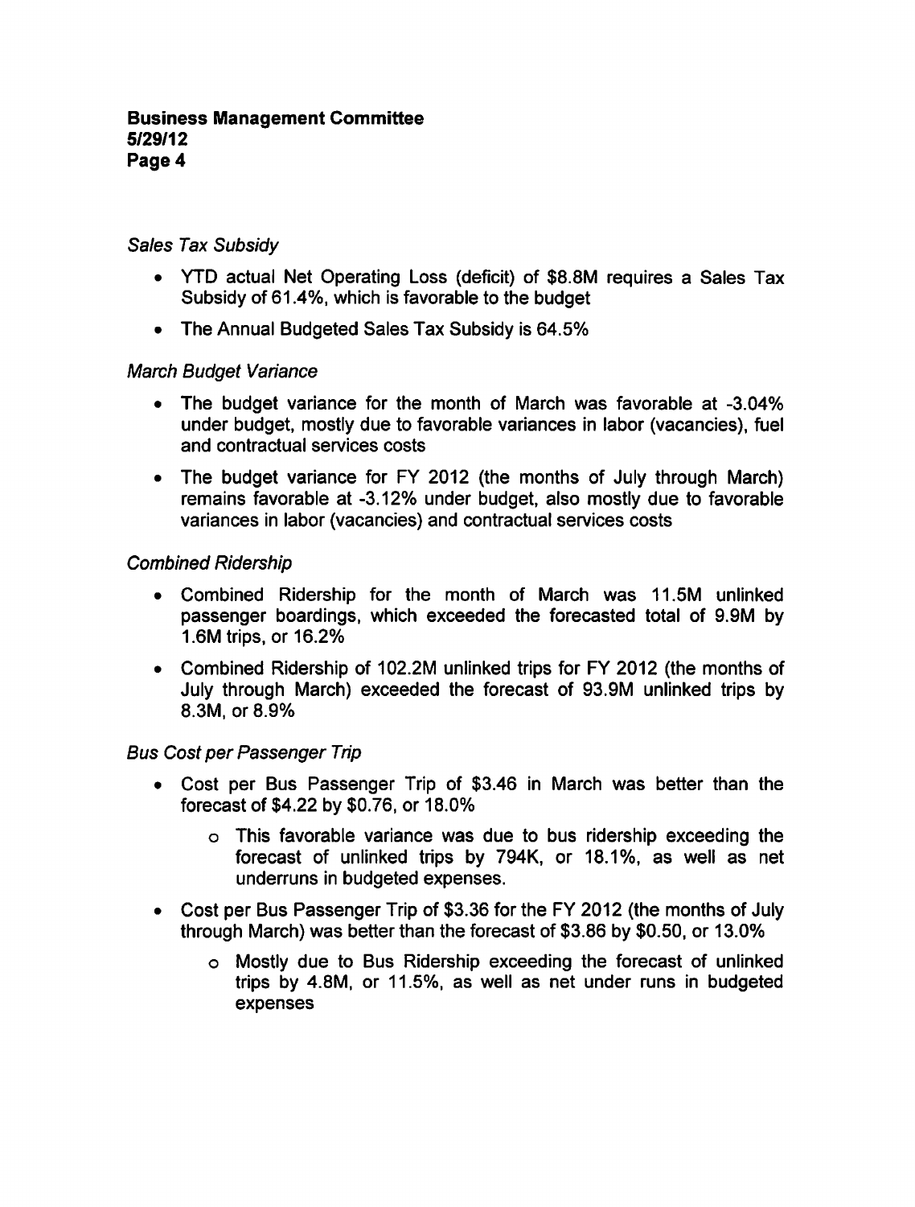*Sales Tax Subsidy*

- YTD actual Net Operating Loss (deficit) of $8.8M requires a Sales Tax Subsidy of 61.4%, which is favorable to the budget
- The Annual Budgeted Sales Tax Subsidy is 64.5%

*March Budget Variance*

- The budget variance for the month of March was favorable at -3.04% under budget, mostly due to favorable variances in labor (vacancies), fuel and contractual services costs
- The budget variance for FY 2012 (the months of July through March) remains favorable at -3.12% under budget, also mostly due to favorable variances in labor (vacancies) and contractual services costs

*Combined Ridership*

- Combined Ridership for the month of March was 11.5M unlinked passenger boardings, which exceeded the forecasted total of 9.9M by 1.6M trips, or 16.2%
- Combined Ridership of 102.2M unlinked trips for FY 2012 (the months of July through March) exceeded the forecast of 93.9M unlinked trips by 8.3M, or 8.9%

*Bus Cost per Passenger Trip*

- Cost per Bus Passenger Trip of $3.46 in March was better than the forecast of $4.22 by $0.76, or 18.0%
  - This favorable variance was due to bus ridership exceeding the forecast of unlinked trips by 794K, or 18.1%, as well as net underruns in budgeted expenses.
- Cost per Bus Passenger Trip of $3.36 for the FY 2012 (the months of July through March) was better than the forecast of $3.86 by $0.50, or 13.0%
  - Mostly due to Bus Ridership exceeding the forecast of unlinked trips by 4.8M, or 11.5%, as well as net under runs in budgeted expenses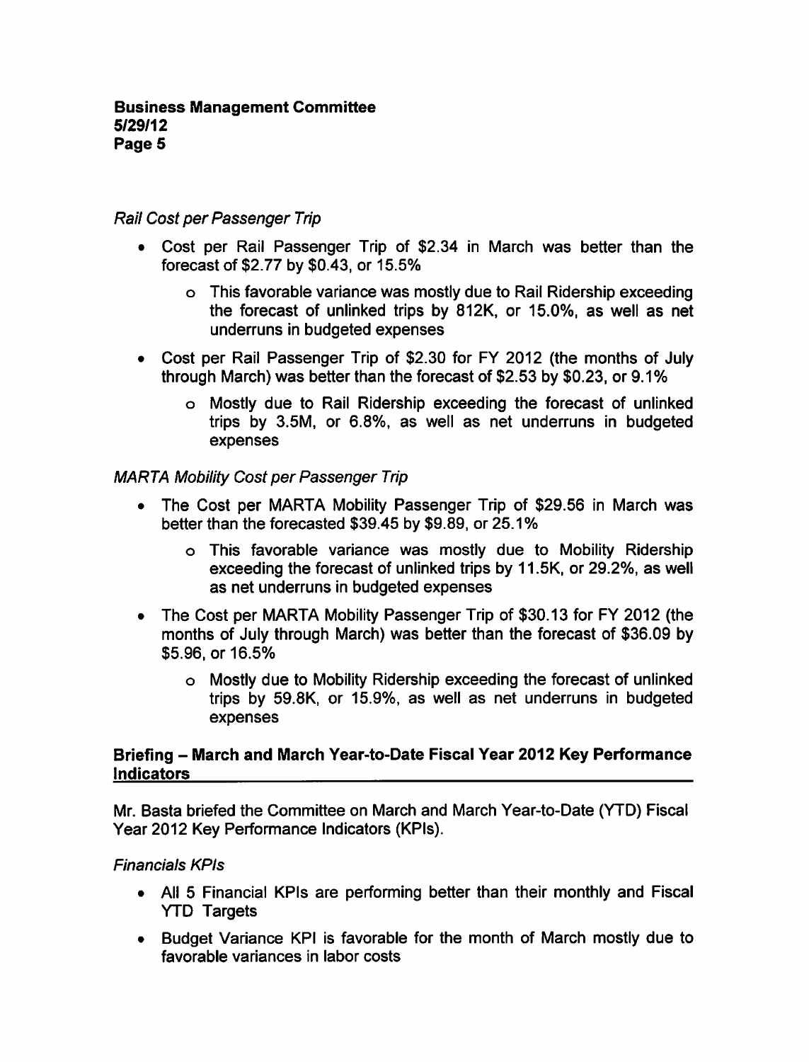*Rail Cost per Passenger Trip*

- Cost per Rail Passenger Trip of $2.34 in March was better than the forecast of $2.77 by $0.43, or 15.5%
  - This favorable variance was mostly due to Rail Ridership exceeding the forecast of unlinked trips by 812K, or 15.0%, as well as net underruns in budgeted expenses
- Cost per Rail Passenger Trip of $2.30 for FY 2012 (the months of July through March) was better than the forecast of $2.53 by $0.23, or 9.1%
  - Mostly due to Rail Ridership exceeding the forecast of unlinked trips by 3.5M, or 6.8%, as well as net underruns in budgeted expenses

*MARTA Mobility Cost per Passenger Trip*

- The Cost per MARTA Mobility Passenger Trip of $29.56 in March was better than the forecasted $39.45 by $9.89, or 25.1%
  - This favorable variance was mostly due to Mobility Ridership exceeding the forecast of unlinked trips by 11.5K, or 29.2%, as well as net underruns in budgeted expenses
- The Cost per MARTA Mobility Passenger Trip of $30.13 for FY 2012 (the months of July through March) was better than the forecast of $36.09 by $5.96, or 16.5%
  - Mostly due to Mobility Ridership exceeding the forecast of unlinked trips by 59.8K, or 15.9%, as well as net underruns in budgeted expenses

## Briefing – March and March Year-to-Date Fiscal Year 2012 Key Performance Indicators

Mr. Basta briefed the Committee on March and March Year-to-Date (YTD) Fiscal Year 2012 Key Performance Indicators (KPIs).

*Financials KPIs*

- All 5 Financial KPIs are performing better than their monthly and Fiscal YTD Targets
- Budget Variance KPI is favorable for the month of March mostly due to favorable variances in labor costs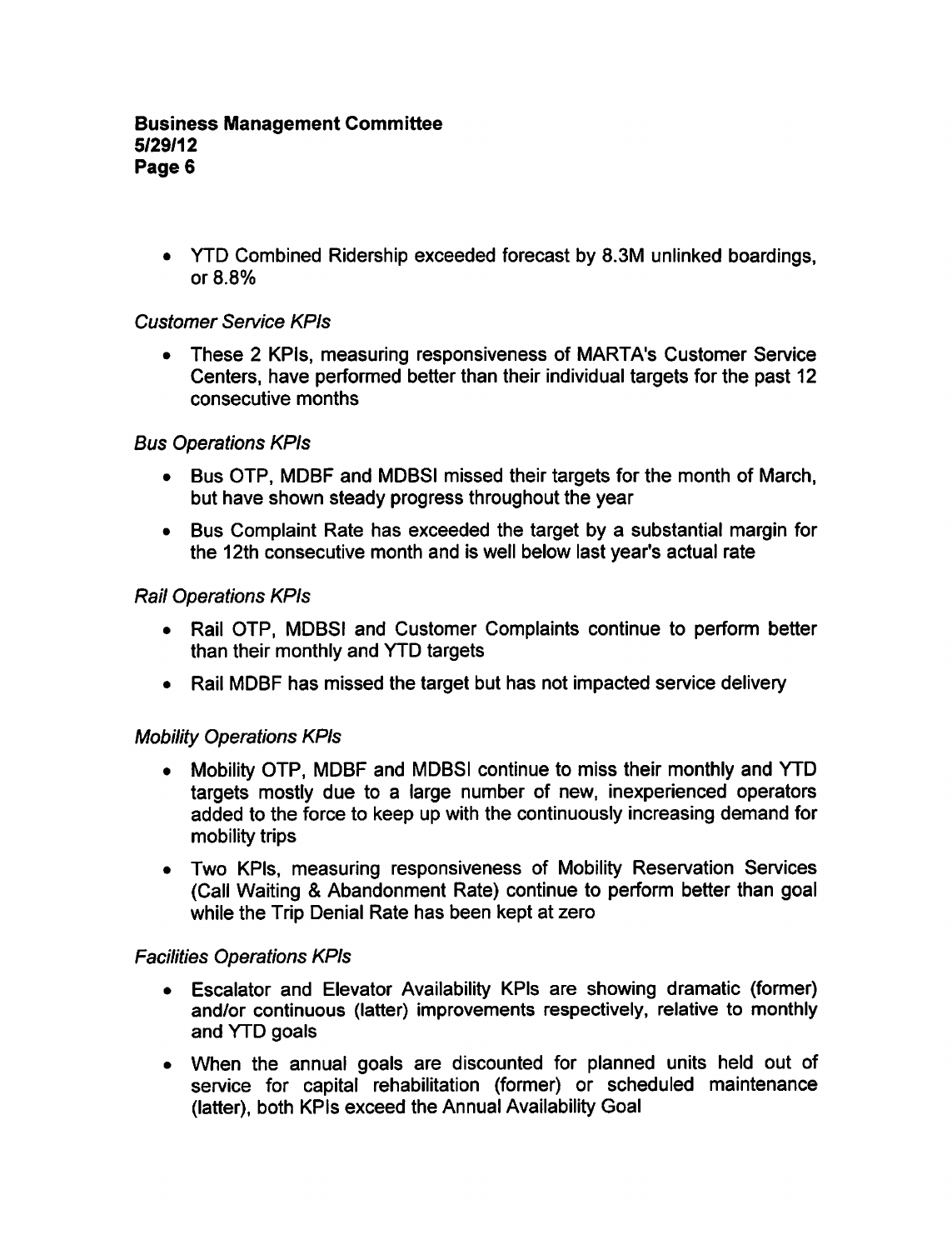- YTD Combined Ridership exceeded forecast by 8.3M unlinked boardings, or 8.8%

*Customer Service KPIs*

- These 2 KPIs, measuring responsiveness of MARTA's Customer Service Centers, have performed better than their individual targets for the past 12 consecutive months

*Bus Operations KPIs*

- Bus OTP, MDBF and MDBSI missed their targets for the month of March, but have shown steady progress throughout the year
- Bus Complaint Rate has exceeded the target by a substantial margin for the 12th consecutive month and is well below last year's actual rate

*Rail Operations KPIs*

- Rail OTP, MDBSI and Customer Complaints continue to perform better than their monthly and YTD targets
- Rail MDBF has missed the target but has not impacted service delivery

*Mobility Operations KPIs*

- Mobility OTP, MDBF and MDBSI continue to miss their monthly and YTD targets mostly due to a large number of new, inexperienced operators added to the force to keep up with the continuously increasing demand for mobility trips
- Two KPIs, measuring responsiveness of Mobility Reservation Services (Call Waiting & Abandonment Rate) continue to perform better than goal while the Trip Denial Rate has been kept at zero

*Facilities Operations KPIs*

- Escalator and Elevator Availability KPIs are showing dramatic (former) and/or continuous (latter) improvements respectively, relative to monthly and YTD goals
- When the annual goals are discounted for planned units held out of service for capital rehabilitation (former) or scheduled maintenance (latter), both KPIs exceed the Annual Availability Goal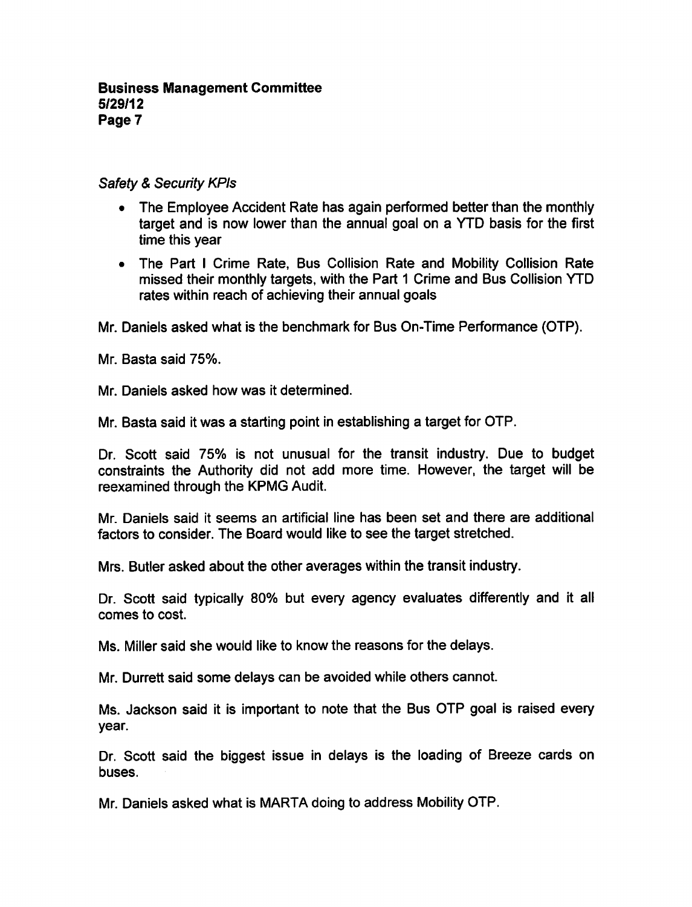*Safety & Security KPIs*

- The Employee Accident Rate has again performed better than the monthly target and is now lower than the annual goal on a YTD basis for the first time this year
- The Part I Crime Rate, Bus Collision Rate and Mobility Collision Rate missed their monthly targets, with the Part 1 Crime and Bus Collision YTD rates within reach of achieving their annual goals

Mr. Daniels asked what is the benchmark for Bus On-Time Performance (OTP).

Mr. Basta said 75%.

Mr. Daniels asked how was it determined.

Mr. Basta said it was a starting point in establishing a target for OTP.

Dr. Scott said 75% is not unusual for the transit industry. Due to budget constraints the Authority did not add more time. However, the target will be reexamined through the KPMG Audit.

Mr. Daniels said it seems an artificial line has been set and there are additional factors to consider. The Board would like to see the target stretched.

Mrs. Butler asked about the other averages within the transit industry.

Dr. Scott said typically 80% but every agency evaluates differently and it all comes to cost.

Ms. Miller said she would like to know the reasons for the delays.

Mr. Durrett said some delays can be avoided while others cannot.

Ms. Jackson said it is important to note that the Bus OTP goal is raised every year.

Dr. Scott said the biggest issue in delays is the loading of Breeze cards on buses.

Mr. Daniels asked what is MARTA doing to address Mobility OTP.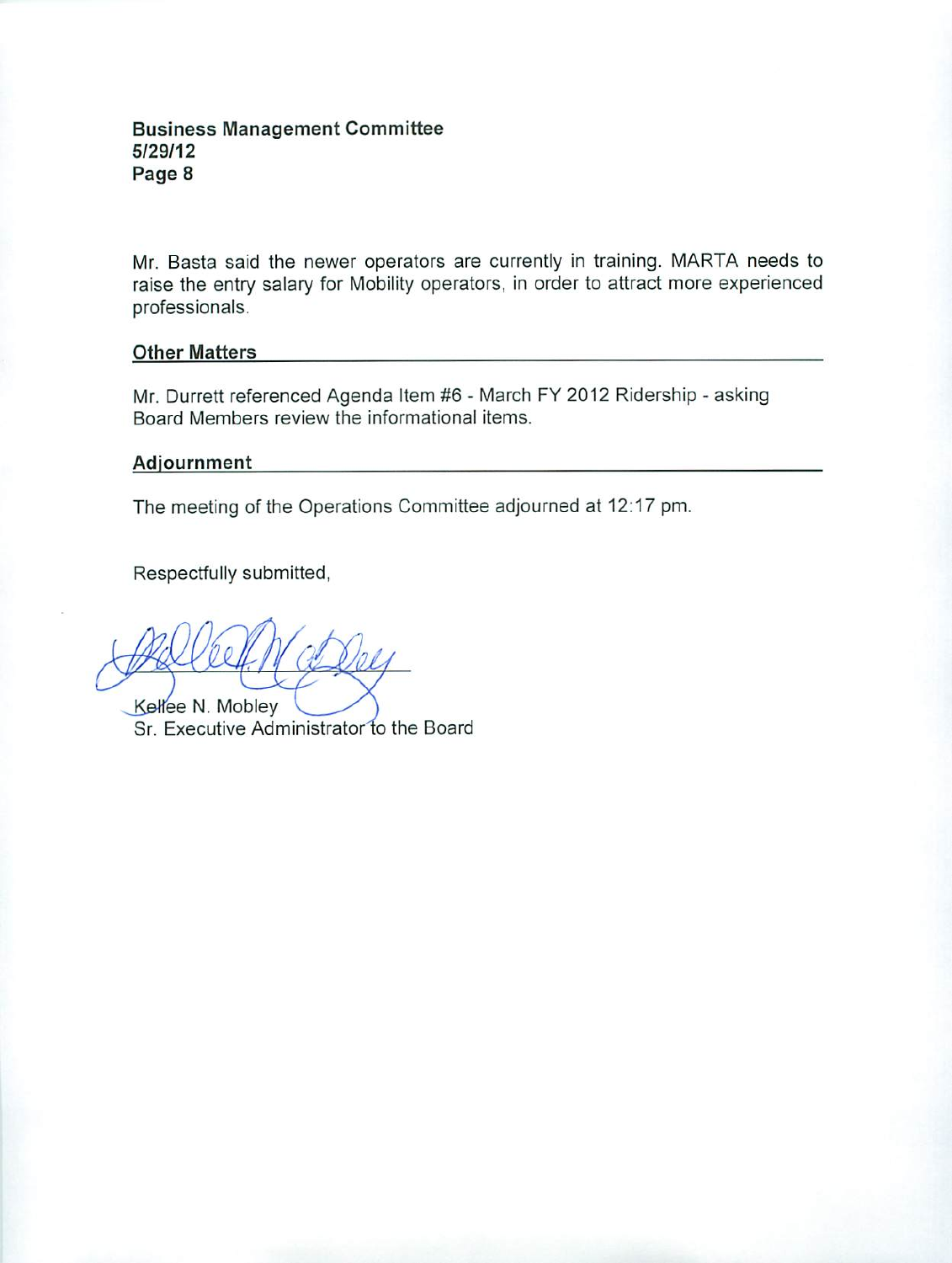Mr. Basta said the newer operators are currently in training. MARTA needs to raise the entry salary for Mobility operators, in order to attract more experienced professionals.

## Other Matters

Mr. Durrett referenced Agenda Item #6 - March FY 2012 Ridership - asking Board Members review the informational items.

## Adjournment

The meeting of the Operations Committee adjourned at 12:17 pm.

Respectfully submitted,

Kellee N. Mobley
Sr. Executive Administrator to the Board